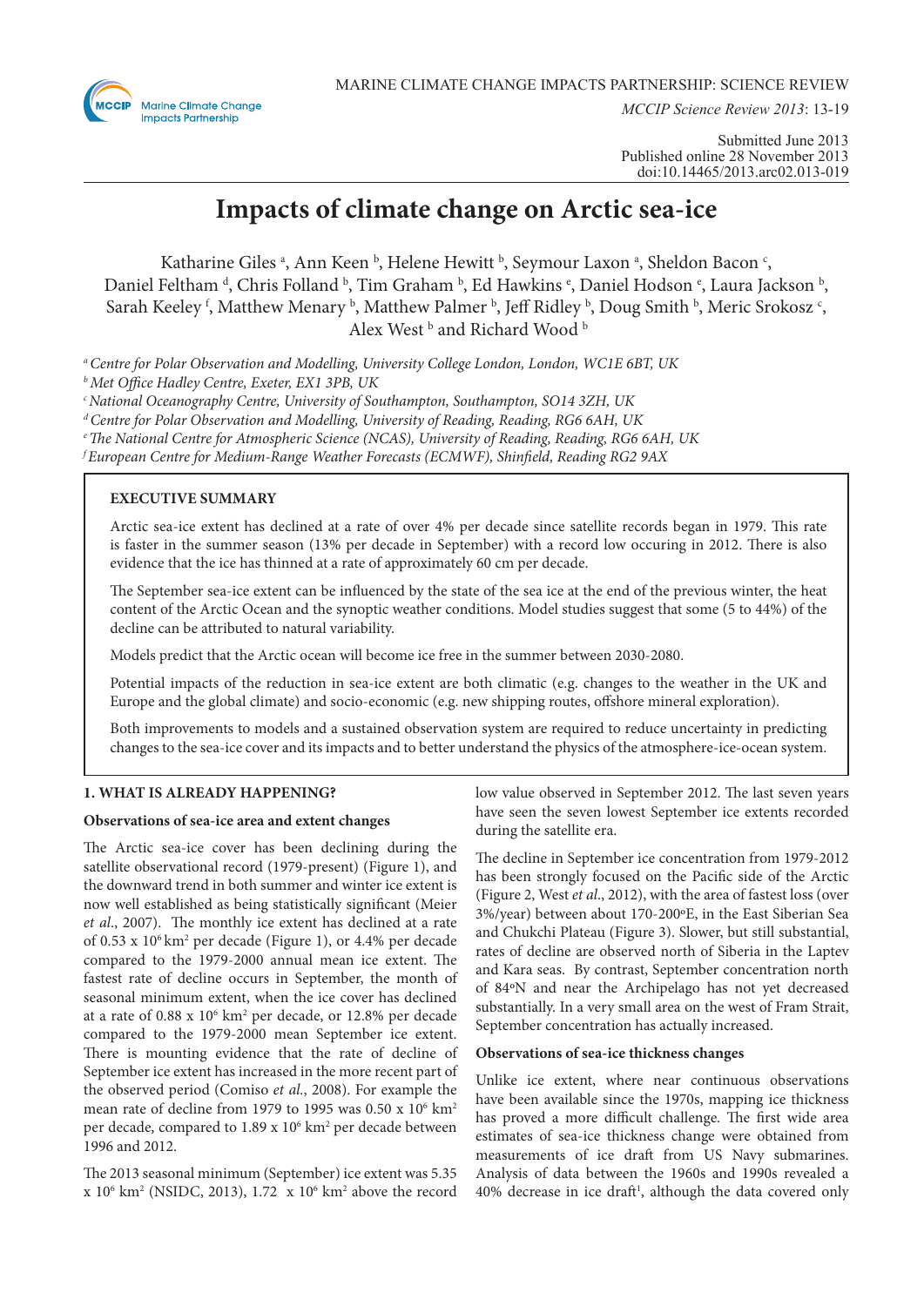MARINE CLIMATE CHANGE IMPACTS PARTNERSHIP: SCIENCE REVIEW

*MCCIP Science Review 2013*: 13-19

Submitted June 2013
Published online 28 November 2013
doi:10.14465/2013.arc02.013-019

# Impacts of climate change on Arctic sea-ice

Katharine Giles [a], Ann Keen [b], Helene Hewitt [b], Seymour Laxon [a], Sheldon Bacon [c], Daniel Feltham [d], Chris Folland [b], Tim Graham [b], Ed Hawkins [e], Daniel Hodson [e], Laura Jackson [b], Sarah Keeley [f], Matthew Menary [b], Matthew Palmer [b], Jeff Ridley [b], Doug Smith [b], Meric Srokosz [c], Alex West [b] and Richard Wood [b]

[a] *Centre for Polar Observation and Modelling, University College London, London, WC1E 6BT, UK*
[b] *Met Office Hadley Centre, Exeter, EX1 3PB, UK*
[c] *National Oceanography Centre, University of Southampton, Southampton, SO14 3ZH, UK*
[d] *Centre for Polar Observation and Modelling, University of Reading, Reading, RG6 6AH, UK*
[e] *The National Centre for Atmospheric Science (NCAS), University of Reading, Reading, RG6 6AH, UK*
[f] *European Centre for Medium-Range Weather Forecasts (ECMWF), Shinfield, Reading RG2 9AX*

## EXECUTIVE SUMMARY

Arctic sea-ice extent has declined at a rate of over 4% per decade since satellite records began in 1979. This rate is faster in the summer season (13% per decade in September) with a record low occuring in 2012. There is also evidence that the ice has thinned at a rate of approximately 60 cm per decade.

The September sea-ice extent can be influenced by the state of the sea ice at the end of the previous winter, the heat content of the Arctic Ocean and the synoptic weather conditions. Model studies suggest that some (5 to 44%) of the decline can be attributed to natural variability.

Models predict that the Arctic ocean will become ice free in the summer between 2030-2080.

Potential impacts of the reduction in sea-ice extent are both climatic (e.g. changes to the weather in the UK and Europe and the global climate) and socio-economic (e.g. new shipping routes, offshore mineral exploration).

Both improvements to models and a sustained observation system are required to reduce uncertainty in predicting changes to the sea-ice cover and its impacts and to better understand the physics of the atmosphere-ice-ocean system.

## 1. WHAT IS ALREADY HAPPENING?

### Observations of sea-ice area and extent changes

The Arctic sea-ice cover has been declining during the satellite observational record (1979-present) (Figure 1), and the downward trend in both summer and winter ice extent is now well established as being statistically significant (Meier *et al*., 2007). The monthly ice extent has declined at a rate of $0.53 \times 10^6$ km$^2$ per decade (Figure 1), or 4.4% per decade compared to the 1979-2000 annual mean ice extent. The fastest rate of decline occurs in September, the month of seasonal minimum extent, when the ice cover has declined at a rate of $0.88 \times 10^6$ km$^2$ per decade, or 12.8% per decade compared to the 1979-2000 mean September ice extent. There is mounting evidence that the rate of decline of September ice extent has increased in the more recent part of the observed period (Comiso *et al*., 2008). For example the mean rate of decline from 1979 to 1995 was $0.50 \times 10^6$ km$^2$ per decade, compared to $1.89 \times 10^6$ km$^2$ per decade between 1996 and 2012.

The 2013 seasonal minimum (September) ice extent was $5.35 \times 10^6$ km$^2$ (NSIDC, 2013), $1.72 \times 10^6$ km$^2$ above the record low value observed in September 2012. The last seven years have seen the seven lowest September ice extents recorded during the satellite era.

The decline in September ice concentration from 1979-2012 has been strongly focused on the Pacific side of the Arctic (Figure 2, West *et al*., 2012), with the area of fastest loss (over 3%/year) between about 170-200ºE, in the East Siberian Sea and Chukchi Plateau (Figure 3). Slower, but still substantial, rates of decline are observed north of Siberia in the Laptev and Kara seas. By contrast, September concentration north of 84ºN and near the Archipelago has not yet decreased substantially. In a very small area on the west of Fram Strait, September concentration has actually increased.

### Observations of sea-ice thickness changes

Unlike ice extent, where near continuous observations have been available since the 1970s, mapping ice thickness has proved a more difficult challenge. The first wide area estimates of sea-ice thickness change were obtained from measurements of ice draft from US Navy submarines. Analysis of data between the 1960s and 1990s revealed a 40% decrease in ice draft[1], although the data covered only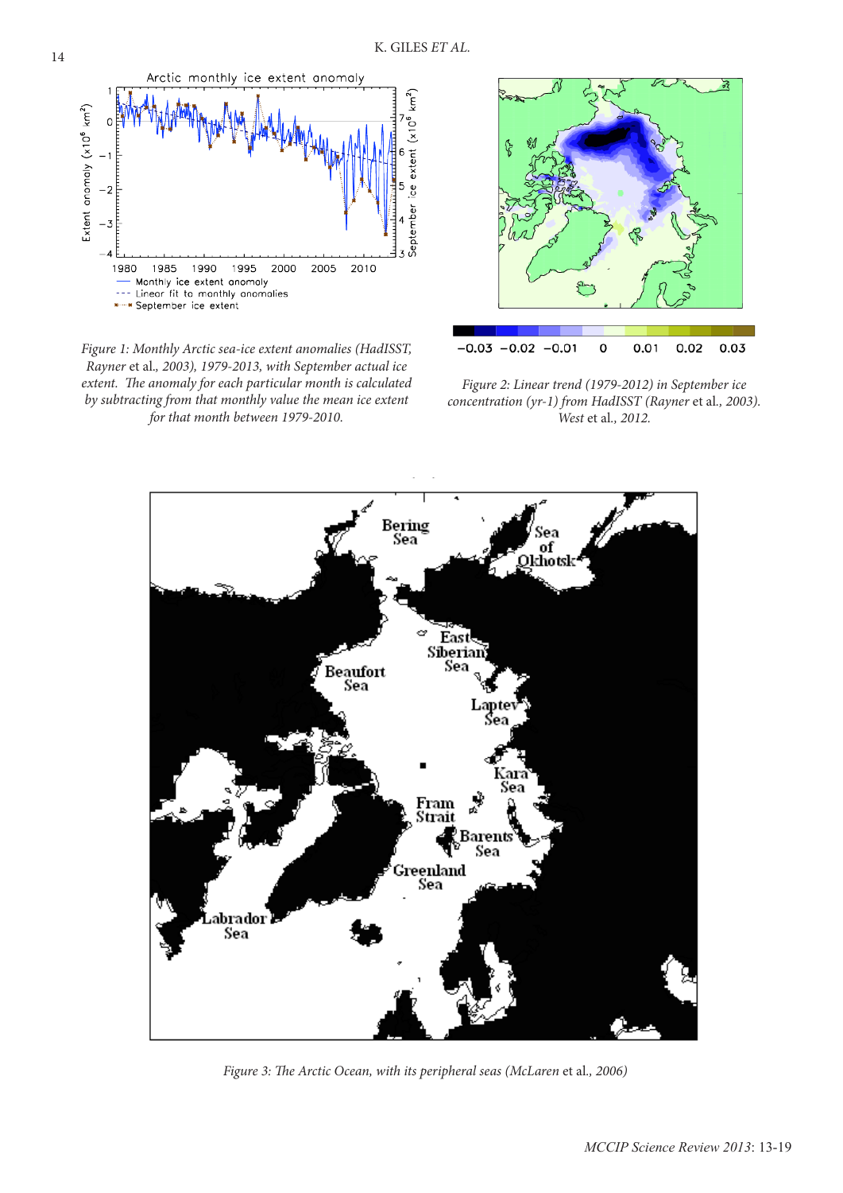*Figure 1: Monthly Arctic sea-ice extent anomalies (HadISST, Rayner* et al.*, 2003), 1979-2013, with September actual ice extent. The anomaly for each particular month is calculated by subtracting from that monthly value the mean ice extent for that month between 1979-2010.*

*Figure 2: Linear trend (1979-2012) in September ice concentration (yr-1) from HadISST (Rayner* et al.*, 2003). West* et al.*, 2012.*

*Figure 3: The Arctic Ocean, with its peripheral seas (McLaren* et al.*, 2006)*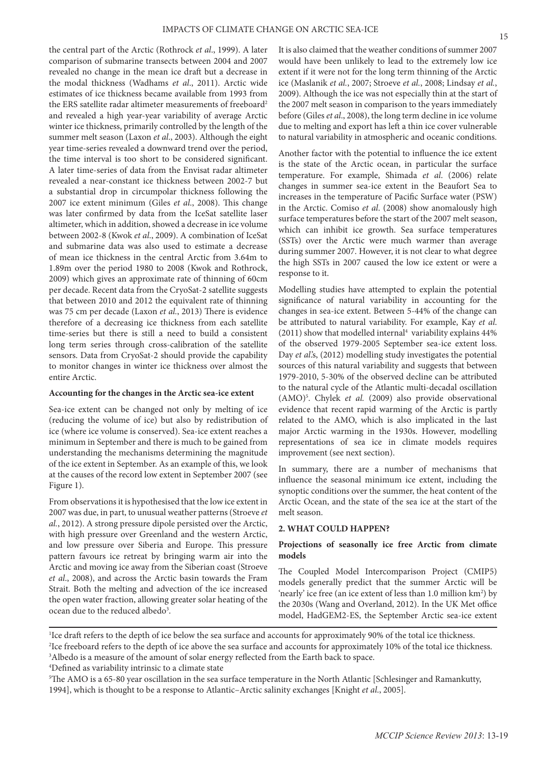the central part of the Arctic (Rothrock *et al*., 1999). A later comparison of submarine transects between 2004 and 2007 revealed no change in the mean ice draft but a decrease in the modal thickness (Wadhams *et al*., 2011). Arctic wide estimates of ice thickness became available from 1993 from the ERS satellite radar altimeter measurements of freeboard[2] and revealed a high year-year variability of average Arctic winter ice thickness, primarily controlled by the length of the summer melt season (Laxon *et al*., 2003). Although the eight year time-series revealed a downward trend over the period, the time interval is too short to be considered significant. A later time-series of data from the Envisat radar altimeter revealed a near-constant ice thickness between 2002-7 but a substantial drop in circumpolar thickness following the 2007 ice extent minimum (Giles *et al*., 2008). This change was later confirmed by data from the IceSat satellite laser altimeter, which in addition, showed a decrease in ice volume between 2002-8 (Kwok *et al*., 2009). A combination of IceSat and submarine data was also used to estimate a decrease of mean ice thickness in the central Arctic from 3.64m to 1.89m over the period 1980 to 2008 (Kwok and Rothrock, 2009) which gives an approximate rate of thinning of 60cm per decade. Recent data from the CryoSat-2 satellite suggests that between 2010 and 2012 the equivalent rate of thinning was 75 cm per decade (Laxon *et al.*, 2013) There is evidence therefore of a decreasing ice thickness from each satellite time-series but there is still a need to build a consistent long term series through cross-calibration of the satellite sensors. Data from CryoSat-2 should provide the capability to monitor changes in winter ice thickness over almost the entire Arctic.

**Accounting for the changes in the Arctic sea-ice extent**

Sea-ice extent can be changed not only by melting of ice (reducing the volume of ice) but also by redistribution of ice (where ice volume is conserved). Sea-ice extent reaches a minimum in September and there is much to be gained from understanding the mechanisms determining the magnitude of the ice extent in September. As an example of this, we look at the causes of the record low extent in September 2007 (see Figure 1).

From observations it is hypothesised that the low ice extent in 2007 was due, in part, to unusual weather patterns (Stroeve *et al.*, 2012). A strong pressure dipole persisted over the Arctic, with high pressure over Greenland and the western Arctic, and low pressure over Siberia and Europe. This pressure pattern favours ice retreat by bringing warm air into the Arctic and moving ice away from the Siberian coast (Stroeve *et al*., 2008), and across the Arctic basin towards the Fram Strait. Both the melting and advection of the ice increased the open water fraction, allowing greater solar heating of the ocean due to the reduced albedo[3].

It is also claimed that the weather conditions of summer 2007 would have been unlikely to lead to the extremely low ice extent if it were not for the long term thinning of the Arctic ice (Maslanik *et al.*, 2007; Stroeve *et al.*, 2008; Lindsay *et al.*, 2009). Although the ice was not especially thin at the start of the 2007 melt season in comparison to the years immediately before (Giles *et al*., 2008), the long term decline in ice volume due to melting and export has left a thin ice cover vulnerable to natural variability in atmospheric and oceanic conditions.

Another factor with the potential to influence the ice extent is the state of the Arctic ocean, in particular the surface temperature. For example, Shimada *et al*. (2006) relate changes in summer sea-ice extent in the Beaufort Sea to increases in the temperature of Pacific Surface water (PSW) in the Arctic. Comiso *et al*. (2008) show anomalously high surface temperatures before the start of the 2007 melt season, which can inhibit ice growth. Sea surface temperatures (SSTs) over the Arctic were much warmer than average during summer 2007. However, it is not clear to what degree the high SSTs in 2007 caused the low ice extent or were a response to it.

Modelling studies have attempted to explain the potential significance of natural variability in accounting for the changes in sea-ice extent. Between 5-44% of the change can be attributed to natural variability. For example, Kay *et al.* (2011) show that modelled internal[4] variability explains 44% of the observed 1979-2005 September sea-ice extent loss. Day *et al.*'s, (2012) modelling study investigates the potential sources of this natural variability and suggests that between 1979-2010, 5-30% of the observed decline can be attributed to the natural cycle of the Atlantic multi-decadal oscillation (AMO)[5]. Chylek *et al.* (2009) also provide observational evidence that recent rapid warming of the Arctic is partly related to the AMO, which is also implicated in the last major Arctic warming in the 1930s. However, modelling representations of sea ice in climate models requires improvement (see next section).

In summary, there are a number of mechanisms that influence the seasonal minimum ice extent, including the synoptic conditions over the summer, the heat content of the Arctic Ocean, and the state of the sea ice at the start of the melt season.

## 2. WHAT COULD HAPPEN?

**Projections of seasonally ice free Arctic from climate models**

The Coupled Model Intercomparison Project (CMIP5) models generally predict that the summer Arctic will be 'nearly' ice free (an ice extent of less than 1.0 million km$^2$) by the 2030s (Wang and Overland, 2012). In the UK Met office model, HadGEM2-ES, the September Arctic sea-ice extent

---

[1] Ice draft refers to the depth of ice below the sea surface and accounts for approximately 90% of the total ice thickness.
[2] Ice freeboard refers to the depth of ice above the sea surface and accounts for approximately 10% of the total ice thickness.
[3] Albedo is a measure of the amount of solar energy reflected from the Earth back to space.
[4] Defined as variability intrinsic to a climate state
[5] The AMO is a 65-80 year oscillation in the sea surface temperature in the North Atlantic [Schlesinger and Ramankutty, 1994], which is thought to be a response to Atlantic–Arctic salinity exchanges [Knight *et al*., 2005].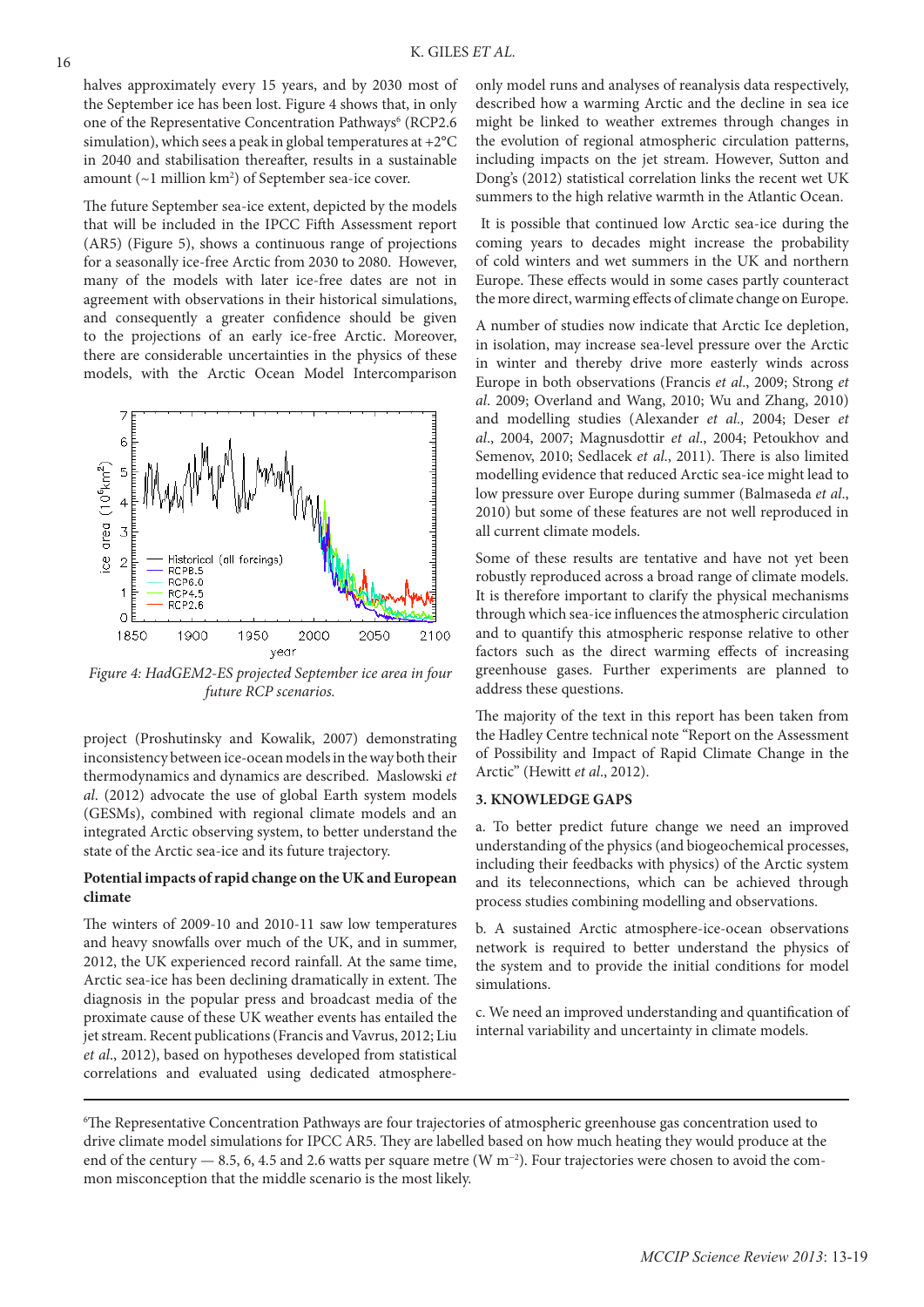halves approximately every 15 years, and by 2030 most of the September ice has been lost. Figure 4 shows that, in only one of the Representative Concentration Pathways[6] (RCP2.6 simulation), which sees a peak in global temperatures at +2°C in 2040 and stabilisation thereafter, results in a sustainable amount (~1 million km$^2$) of September sea-ice cover.

The future September sea-ice extent, depicted by the models that will be included in the IPCC Fifth Assessment report (AR5) (Figure 5), shows a continuous range of projections for a seasonally ice-free Arctic from 2030 to 2080. However, many of the models with later ice-free dates are not in agreement with observations in their historical simulations, and consequently a greater confidence should be given to the projections of an early ice-free Arctic. Moreover, there are considerable uncertainties in the physics of these models, with the Arctic Ocean Model Intercomparison project (Proshutinsky and Kowalik, 2007) demonstrating inconsistency between ice-ocean models in the way both their thermodynamics and dynamics are described. Maslowski *et al*. (2012) advocate the use of global Earth system models (GESMs), combined with regional climate models and an integrated Arctic observing system, to better understand the state of the Arctic sea-ice and its future trajectory.

*Figure 4: HadGEM2-ES projected September ice area in four future RCP scenarios.*

**Potential impacts of rapid change on the UK and European climate**

The winters of 2009-10 and 2010-11 saw low temperatures and heavy snowfalls over much of the UK, and in summer, 2012, the UK experienced record rainfall. At the same time, Arctic sea-ice has been declining dramatically in extent. The diagnosis in the popular press and broadcast media of the proximate cause of these UK weather events has entailed the jet stream. Recent publications (Francis and Vavrus, 2012; Liu *et al*., 2012), based on hypotheses developed from statistical correlations and evaluated using dedicated atmosphere-only model runs and analyses of reanalysis data respectively, described how a warming Arctic and the decline in sea ice might be linked to weather extremes through changes in the evolution of regional atmospheric circulation patterns, including impacts on the jet stream. However, Sutton and Dong's (2012) statistical correlation links the recent wet UK summers to the high relative warmth in the Atlantic Ocean.

It is possible that continued low Arctic sea-ice during the coming years to decades might increase the probability of cold winters and wet summers in the UK and northern Europe. These effects would in some cases partly counteract the more direct, warming effects of climate change on Europe.

A number of studies now indicate that Arctic Ice depletion, in isolation, may increase sea-level pressure over the Arctic in winter and thereby drive more easterly winds across Europe in both observations (Francis *et al*., 2009; Strong *et al*. 2009; Overland and Wang, 2010; Wu and Zhang, 2010) and modelling studies (Alexander *et al.,* 2004; Deser *et al*., 2004, 2007; Magnusdottir *et al*., 2004; Petoukhov and Semenov, 2010; Sedlacek *et al*., 2011). There is also limited modelling evidence that reduced Arctic sea-ice might lead to low pressure over Europe during summer (Balmaseda *et al*., 2010) but some of these features are not well reproduced in all current climate models.

Some of these results are tentative and have not yet been robustly reproduced across a broad range of climate models. It is therefore important to clarify the physical mechanisms through which sea-ice influences the atmospheric circulation and to quantify this atmospheric response relative to other factors such as the direct warming effects of increasing greenhouse gases. Further experiments are planned to address these questions.

The majority of the text in this report has been taken from the Hadley Centre technical note "Report on the Assessment of Possibility and Impact of Rapid Climate Change in the Arctic" (Hewitt *et al*., 2012).

**3. KNOWLEDGE GAPS**

a. To better predict future change we need an improved understanding of the physics (and biogeochemical processes, including their feedbacks with physics) of the Arctic system and its teleconnections, which can be achieved through process studies combining modelling and observations.

b. A sustained Arctic atmosphere-ice-ocean observations network is required to better understand the physics of the system and to provide the initial conditions for model simulations.

c. We need an improved understanding and quantification of internal variability and uncertainty in climate models.

---

[6] The Representative Concentration Pathways are four trajectories of atmospheric greenhouse gas concentration used to drive climate model simulations for IPCC AR5. They are labelled based on how much heating they would produce at the end of the century — 8.5, 6, 4.5 and 2.6 watts per square metre (W m$^{-2}$). Four trajectories were chosen to avoid the common misconception that the middle scenario is the most likely.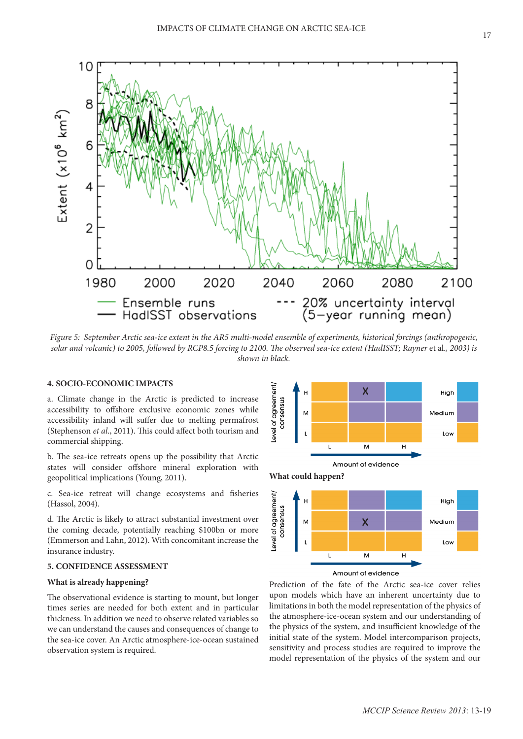Figure 5: September Arctic sea-ice extent in the AR5 multi-model ensemble of experiments, historical forcings (anthropogenic, solar and volcanic) to 2005, followed by RCP8.5 forcing to 2100. The observed sea-ice extent (HadISST; Rayner et al., 2003) is shown in black.

## 4. SOCIO-ECONOMIC IMPACTS

a. Climate change in the Arctic is predicted to increase accessibility to offshore exclusive economic zones while accessibility inland will suffer due to melting permafrost (Stephenson *et al.*, 2011). This could affect both tourism and commercial shipping.

b. The sea-ice retreats opens up the possibility that Arctic states will consider offshore mineral exploration with geopolitical implications (Young, 2011).

c. Sea-ice retreat will change ecosystems and fisheries (Hassol, 2004).

d. The Arctic is likely to attract substantial investment over the coming decade, potentially reaching $100bn or more (Emmerson and Lahn, 2012). With concomitant increase the insurance industry.

## 5. CONFIDENCE ASSESSMENT

### What is already happening?

The observational evidence is starting to mount, but longer times series are needed for both extent and in particular thickness. In addition we need to observe related variables so we can understand the causes and consequences of change to the sea-ice cover. An Arctic atmosphere-ice-ocean sustained observation system is required.

### What could happen?

Prediction of the fate of the Arctic sea-ice cover relies upon models which have an inherent uncertainty due to limitations in both the model representation of the physics of the atmosphere-ice-ocean system and our understanding of the physics of the system, and insufficient knowledge of the initial state of the system. Model intercomparison projects, sensitivity and process studies are required to improve the model representation of the physics of the system and our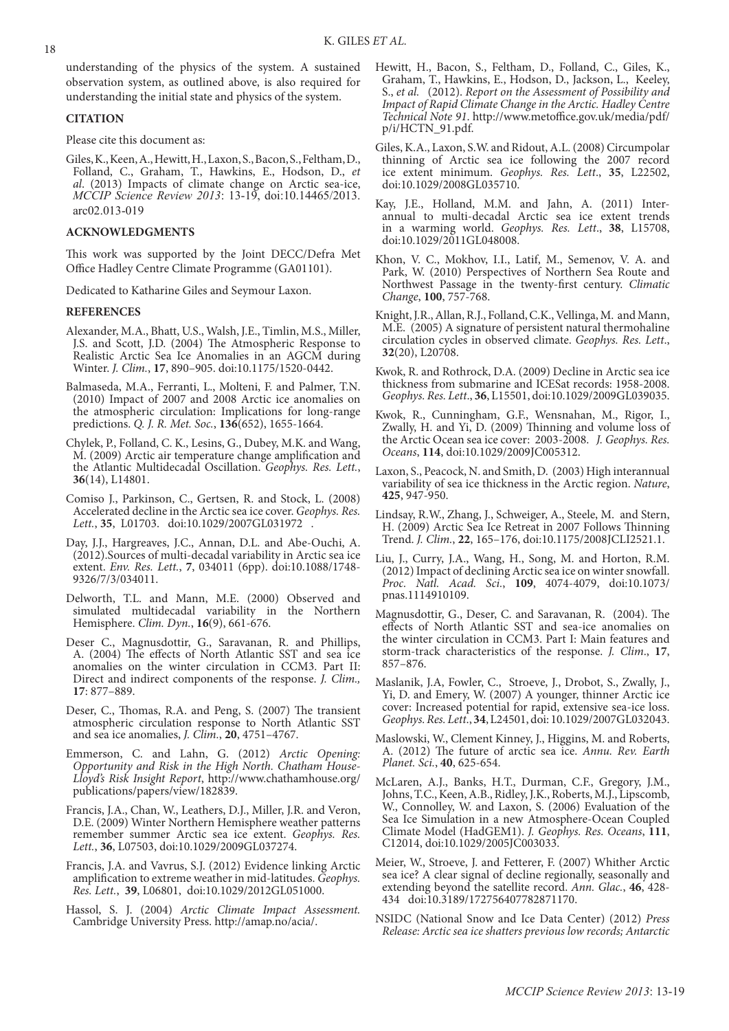understanding of the physics of the system. A sustained observation system, as outlined above, is also required for understanding the initial state and physics of the system.

## CITATION

Please cite this document as:

Giles, K., Keen, A., Hewitt, H., Laxon, S., Bacon, S., Feltham, D., Folland, C., Graham, T., Hawkins, E., Hodson, D., *et al*. (2013) Impacts of climate change on Arctic sea-ice, *MCCIP Science Review 2013*: 13-19, doi:10.14465/2013.arc02.013-019

## ACKNOWLEDGMENTS

This work was supported by the Joint DECC/Defra Met Office Hadley Centre Climate Programme (GA01101).

Dedicated to Katharine Giles and Seymour Laxon.

## REFERENCES

Alexander, M.A., Bhatt, U.S., Walsh, J.E., Timlin, M.S., Miller, J.S. and Scott, J.D. (2004) The Atmospheric Response to Realistic Arctic Sea Ice Anomalies in an AGCM during Winter. *J. Clim.*, **17**, 890–905. doi:10.1175/1520-0442.

Balmaseda, M.A., Ferranti, L., Molteni, F. and Palmer, T.N. (2010) Impact of 2007 and 2008 Arctic ice anomalies on the atmospheric circulation: Implications for long-range predictions. *Q. J. R. Met. Soc.*, **136**(652), 1655-1664.

Chylek, P., Folland, C. K., Lesins, G., Dubey, M.K. and Wang, M. (2009) Arctic air temperature change amplification and the Atlantic Multidecadal Oscillation. *Geophys. Res. Lett.*, **36**(14), L14801.

Comiso J., Parkinson, C., Gertsen, R. and Stock, L. (2008) Accelerated decline in the Arctic sea ice cover. *Geophys. Res. Lett.*, **35**, L01703. doi:10.1029/2007GL031972 .

Day, J.J., Hargreaves, J.C., Annan, D.L. and Abe-Ouchi, A. (2012).Sources of multi-decadal variability in Arctic sea ice extent. *Env. Res. Lett.*, **7**, 034011 (6pp). doi:10.1088/1748-9326/7/3/034011.

Delworth, T.L. and Mann, M.E. (2000) Observed and simulated multidecadal variability in the Northern Hemisphere. *Clim. Dyn.*, **16**(9), 661-676.

Deser, C., Magnusdottir, G., Saravanan, R. and Phillips, A. (2004) The effects of North Atlantic SST and sea ice anomalies on the winter circulation in CCM3. Part II: Direct and indirect components of the response. *J. Clim.,* **17**: 877–889.

Deser, C., Thomas, R.A. and Peng, S. (2007) The transient atmospheric circulation response to North Atlantic SST and sea ice anomalies, *J. Clim.*, **20**, 4751–4767.

Emmerson, C. and Lahn, G. (2012) *Arctic Opening: Opportunity and Risk in the High North. Chatham House-Lloyd's Risk Insight Report*, http://www.chathamhouse.org/publications/papers/view/182839.

Francis, J.A., Chan, W., Leathers, D.J., Miller, J.R. and Veron, D.E. (2009) Winter Northern Hemisphere weather patterns remember summer Arctic sea ice extent. *Geophys. Res. Lett.*, **36**, L07503, doi:10.1029/2009GL037274.

Francis, J.A. and Vavrus, S.J. (2012) Evidence linking Arctic amplification to extreme weather in mid-latitudes. *Geophys. Res. Lett.*, **39**, L06801, doi:10.1029/2012GL051000.

Hassol, S. J. (2004) *Arctic Climate Impact Assessment.* Cambridge University Press. http://amap.no/acia/.

Hewitt, H., Bacon, S., Feltham, D., Folland, C., Giles, K., Graham, T., Hawkins, E., Hodson, D., Jackson, L., Keeley, S., *et al.* (2012). *Report on the Assessment of Possibility and Impact of Rapid Climate Change in the Arctic. Hadley Centre Technical Note 91*. http://www.metoffice.gov.uk/media/pdf/p/i/HCTN_91.pdf.

Giles, K.A., Laxon, S.W. and Ridout, A.L. (2008) Circumpolar thinning of Arctic sea ice following the 2007 record ice extent minimum. *Geophys. Res. Lett*., **35**, L22502, doi:10.1029/2008GL035710.

Kay, J.E., Holland, M.M. and Jahn, A. (2011) Inter-annual to multi-decadal Arctic sea ice extent trends in a warming world. *Geophys. Res. Lett*., **38**, L15708, doi:10.1029/2011GL048008.

Khon, V. C., Mokhov, I.I., Latif, M., Semenov, V. A. and Park, W. (2010) Perspectives of Northern Sea Route and Northwest Passage in the twenty-first century. *Climatic Change*, **100**, 757-768.

Knight, J.R., Allan, R.J., Folland, C.K., Vellinga, M. and Mann, M.E. (2005) A signature of persistent natural thermohaline circulation cycles in observed climate. *Geophys. Res. Lett*., **32**(20), L20708.

Kwok, R. and Rothrock, D.A. (2009) Decline in Arctic sea ice thickness from submarine and ICESat records: 1958-2008. *Geophys. Res. Lett*., **36**, L15501, doi:10.1029/2009GL039035.

Kwok, R., Cunningham, G.F., Wensnahan, M., Rigor, I., Zwally, H. and Yi, D. (2009) Thinning and volume loss of the Arctic Ocean sea ice cover: 2003-2008. *J. Geophys. Res. Oceans*, **114**, doi:10.1029/2009JC005312.

Laxon, S., Peacock, N. and Smith, D. (2003) High interannual variability of sea ice thickness in the Arctic region. *Nature*, **425**, 947-950.

Lindsay, R.W., Zhang, J., Schweiger, A., Steele, M. and Stern, H. (2009) Arctic Sea Ice Retreat in 2007 Follows Thinning Trend. *J. Clim.*, **22**, 165–176, doi:10.1175/2008JCLI2521.1.

Liu, J., Curry, J.A., Wang, H., Song, M. and Horton, R.M. (2012) Impact of declining Arctic sea ice on winter snowfall. *Proc. Natl. Acad. Sci*., **109**, 4074-4079, doi:10.1073/pnas.1114910109.

Magnusdottir, G., Deser, C. and Saravanan, R. (2004). The effects of North Atlantic SST and sea-ice anomalies on the winter circulation in CCM3. Part I: Main features and storm-track characteristics of the response. *J. Clim*., **17**, 857–876.

Maslanik, J.A, Fowler, C., Stroeve, J., Drobot, S., Zwally, J., Yi, D. and Emery, W. (2007) A younger, thinner Arctic ice cover: Increased potential for rapid, extensive sea-ice loss. *Geophys. Res. Lett*., **34**, L24501, doi: 10.1029/2007GL032043.

Maslowski, W., Clement Kinney, J., Higgins, M. and Roberts, A. (2012) The future of arctic sea ice. *Annu. Rev. Earth Planet. Sci.*, **40**, 625-654.

McLaren, A.J., Banks, H.T., Durman, C.F., Gregory, J.M., Johns, T.C., Keen, A.B., Ridley, J.K., Roberts, M.J., Lipscomb, W., Connolley, W. and Laxon, S. (2006) Evaluation of the Sea Ice Simulation in a new Atmosphere-Ocean Coupled Climate Model (HadGEM1). *J. Geophys. Res. Oceans*, **111**, C12014, doi:10.1029/2005JC003033.

Meier, W., Stroeve, J. and Fetterer, F. (2007) Whither Arctic sea ice? A clear signal of decline regionally, seasonally and extending beyond the satellite record. *Ann. Glac.*, **46**, 428-434 doi:10.3189/172756407782871170.

NSIDC (National Snow and Ice Data Center) (2012) *Press Release: Arctic sea ice shatters previous low records; Antarctic*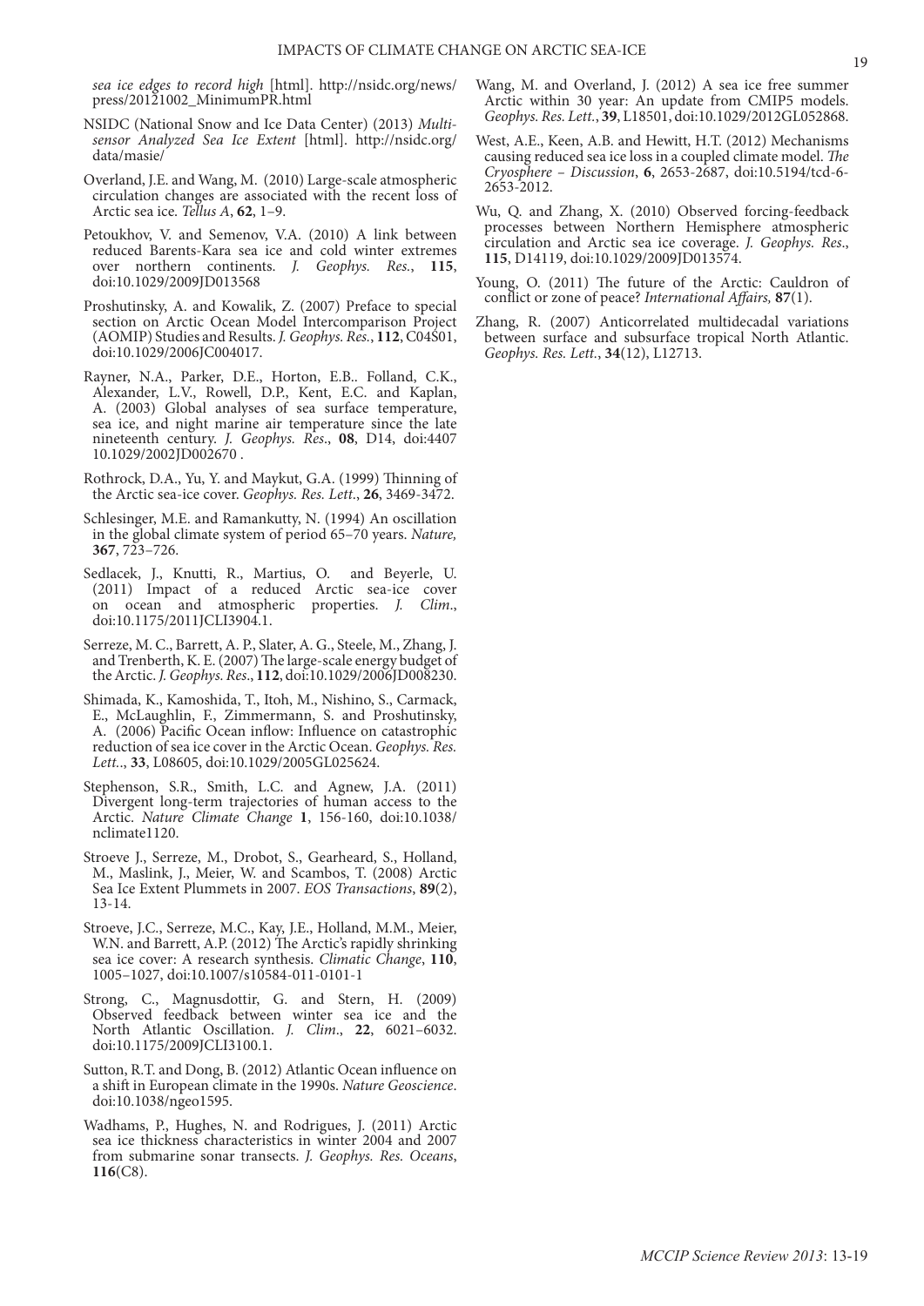*sea ice edges to record high* [html]. http://nsidc.org/news/press/20121002_MinimumPR.html

NSIDC (National Snow and Ice Data Center) (2013) *Multi-sensor Analyzed Sea Ice Extent* [html]. http://nsidc.org/data/masie/

Overland, J.E. and Wang, M. (2010) Large-scale atmospheric circulation changes are associated with the recent loss of Arctic sea ice. *Tellus A*, **62**, 1–9.

Petoukhov, V. and Semenov, V.A. (2010) A link between reduced Barents-Kara sea ice and cold winter extremes over northern continents. *J. Geophys. Res.*, **115**, doi:10.1029/2009JD013568

Proshutinsky, A. and Kowalik, Z. (2007) Preface to special section on Arctic Ocean Model Intercomparison Project (AOMIP) Studies and Results. *J. Geophys. Res.*, **112**, C04S01, doi:10.1029/2006JC004017.

Rayner, N.A., Parker, D.E., Horton, E.B.. Folland, C.K., Alexander, L.V., Rowell, D.P., Kent, E.C. and Kaplan, A. (2003) Global analyses of sea surface temperature, sea ice, and night marine air temperature since the late nineteenth century. *J. Geophys. Res*., **08**, D14, doi:4407 10.1029/2002JD002670 .

Rothrock, D.A., Yu, Y. and Maykut, G.A. (1999) Thinning of the Arctic sea-ice cover. *Geophys. Res. Lett*., **26**, 3469-3472.

Schlesinger, M.E. and Ramankutty, N. (1994) An oscillation in the global climate system of period 65–70 years. *Nature,* **367**, 723–726.

Sedlacek, J., Knutti, R., Martius, O. and Beyerle, U. (2011) Impact of a reduced Arctic sea-ice cover on ocean and atmospheric properties. *J. Clim*., doi:10.1175/2011JCLI3904.1.

Serreze, M. C., Barrett, A. P., Slater, A. G., Steele, M., Zhang, J. and Trenberth, K. E. (2007) The large-scale energy budget of the Arctic. *J. Geophys. Res*., **112**, doi:10.1029/2006JD008230.

Shimada, K., Kamoshida, T., Itoh, M., Nishino, S., Carmack, E., McLaughlin, F., Zimmermann, S. and Proshutinsky, A. (2006) Pacific Ocean inflow: Influence on catastrophic reduction of sea ice cover in the Arctic Ocean. *Geophys. Res. Lett.*., **33**, L08605, doi:10.1029/2005GL025624.

Stephenson, S.R., Smith, L.C. and Agnew, J.A. (2011) Divergent long-term trajectories of human access to the Arctic. *Nature Climate Change* **1**, 156-160, doi:10.1038/nclimate1120.

Stroeve J., Serreze, M., Drobot, S., Gearheard, S., Holland, M., Maslink, J., Meier, W. and Scambos, T. (2008) Arctic Sea Ice Extent Plummets in 2007. *EOS Transactions*, **89**(2), 13-14.

Stroeve, J.C., Serreze, M.C., Kay, J.E., Holland, M.M., Meier, W.N. and Barrett, A.P. (2012) The Arctic's rapidly shrinking sea ice cover: A research synthesis. *Climatic Change*, **110**, 1005–1027, doi:10.1007/s10584-011-0101-1

Strong, C., Magnusdottir, G. and Stern, H. (2009) Observed feedback between winter sea ice and the North Atlantic Oscillation. *J. Clim*., **22**, 6021–6032. doi:10.1175/2009JCLI3100.1.

Sutton, R.T. and Dong, B. (2012) Atlantic Ocean influence on a shift in European climate in the 1990s. *Nature Geoscience*. doi:10.1038/ngeo1595.

Wadhams, P., Hughes, N. and Rodrigues, J. (2011) Arctic sea ice thickness characteristics in winter 2004 and 2007 from submarine sonar transects. *J. Geophys. Res. Oceans*, **116**(C8).

Wang, M. and Overland, J. (2012) A sea ice free summer Arctic within 30 year: An update from CMIP5 models. *Geophys. Res. Lett.*, **39**, L18501, doi:10.1029/2012GL052868.

West, A.E., Keen, A.B. and Hewitt, H.T. (2012) Mechanisms causing reduced sea ice loss in a coupled climate model. *The Cryosphere – Discussion*, **6**, 2653-2687, doi:10.5194/tcd-6-2653-2012.

Wu, Q. and Zhang, X. (2010) Observed forcing-feedback processes between Northern Hemisphere atmospheric circulation and Arctic sea ice coverage. *J. Geophys. Res*., **115**, D14119, doi:10.1029/2009JD013574.

Young, O. (2011) The future of the Arctic: Cauldron of conflict or zone of peace? *International Affairs,* **87**(1).

Zhang, R. (2007) Anticorrelated multidecadal variations between surface and subsurface tropical North Atlantic. *Geophys. Res. Lett.*, **34**(12), L12713.